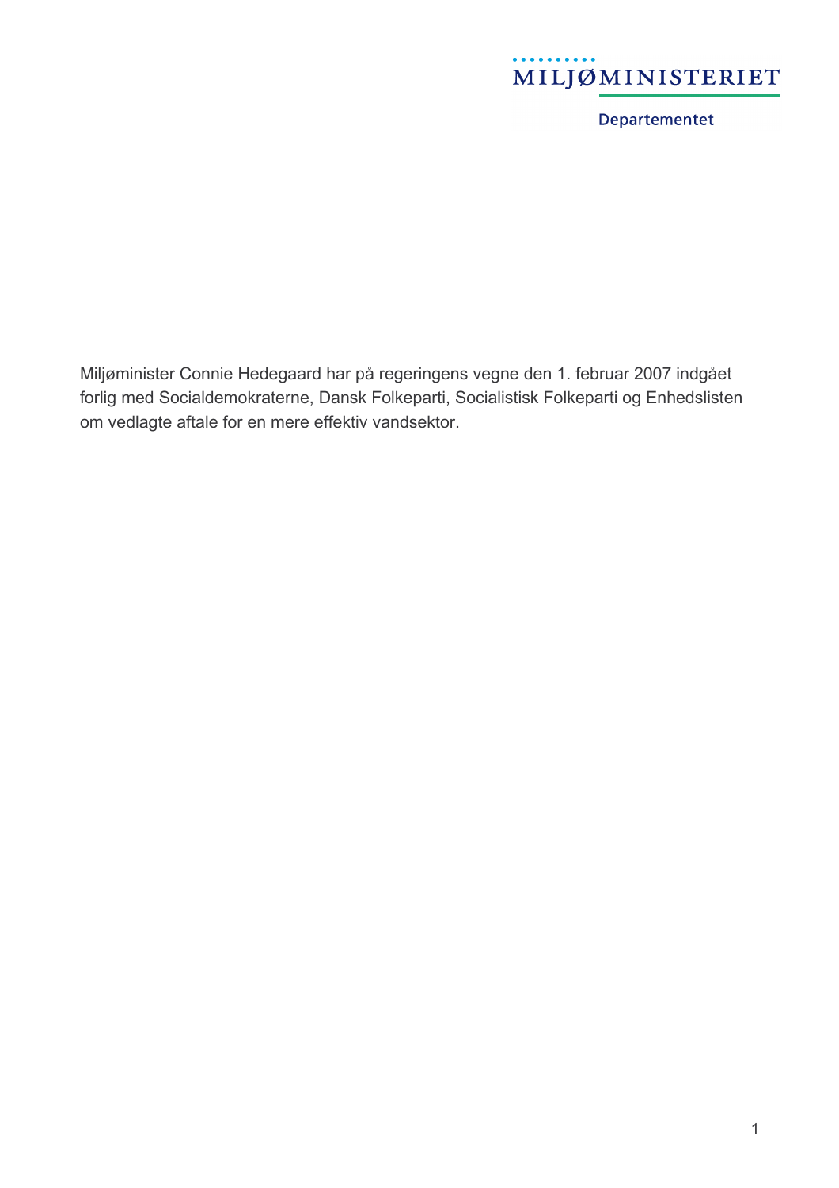MILJØMINISTERIET

Departementet

Miljøminister Connie Hedegaard har på regeringens vegne den 1. februar 2007 indgået forlig med Socialdemokraterne, Dansk Folkeparti, Socialistisk Folkeparti og Enhedslisten om vedlagte aftale for en mere effektiv vandsektor.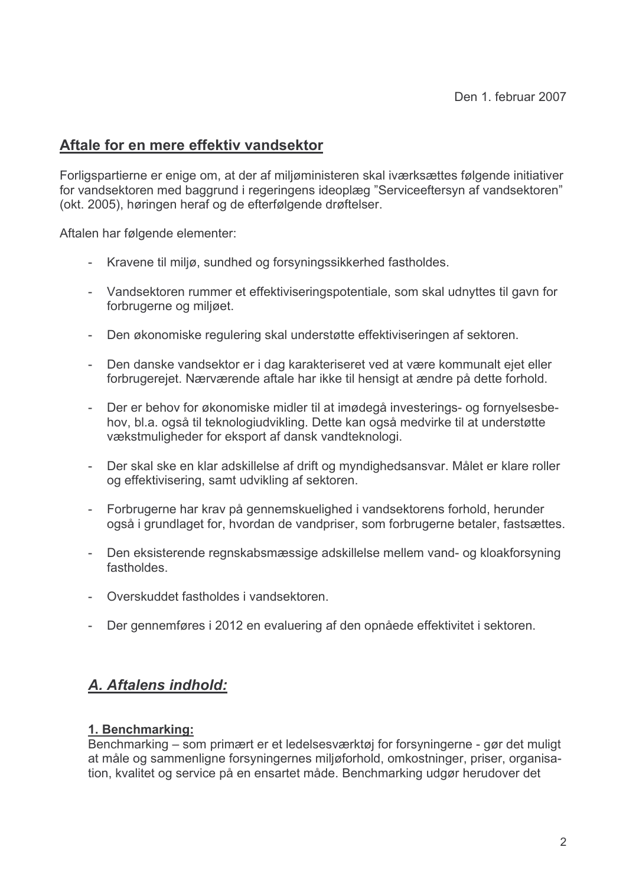Den 1. februar 2007

## Aftale for en mere effektiv vandsektor

Forligspartierne er enige om, at der af miljøministeren skal iværksættes følgende initiativer for vandsektoren med baggrund i regeringens ideoplæg "Serviceeftersyn af vandsektoren" (okt. 2005), høringen heraf og de efterfølgende drøftelser.

Aftalen har følgende elementer:

- Kravene til miljø, sundhed og forsyningssikkerhed fastholdes.
- Vandsektoren rummer et effektiviseringspotentiale, som skal udnyttes til gavn for forbrugerne og miljøet.
- Den økonomiske regulering skal understøtte effektiviseringen af sektoren.
- Den danske vandsektor er i dag karakteriseret ved at være kommunalt ejet eller forbrugerejet. Nærværende aftale har ikke til hensigt at ændre på dette forhold.
- Der er behov for økonomiske midler til at imødegå investerings- og fornyelsesbehov, bl.a. også til teknologiudvikling. Dette kan også medvirke til at understøtte vækstmuligheder for eksport af dansk vandteknologi.
- Der skal ske en klar adskillelse af drift og myndighedsansvar. Målet er klare roller og effektivisering, samt udvikling af sektoren.
- Forbrugerne har krav på gennemskuelighed i vandsektorens forhold, herunder også i grundlaget for, hvordan de vandpriser, som forbrugerne betaler, fastsættes.
- Den eksisterende regnskabsmæssige adskillelse mellem vand- og kloakforsyning fastholdes.
- Overskuddet fastholdes i vandsektoren.
- Der gennemføres i 2012 en evaluering af den opnåede effektivitet i sektoren.

## *A. Aftalens indhold:*

### 1. Benchmarking:

Benchmarking – som primært er et ledelsesværktøj for forsyningerne - gør det muligt at måle og sammenligne forsyningernes miljøforhold, omkostninger, priser, organisation, kvalitet og service på en ensartet måde. Benchmarking udgør herudover det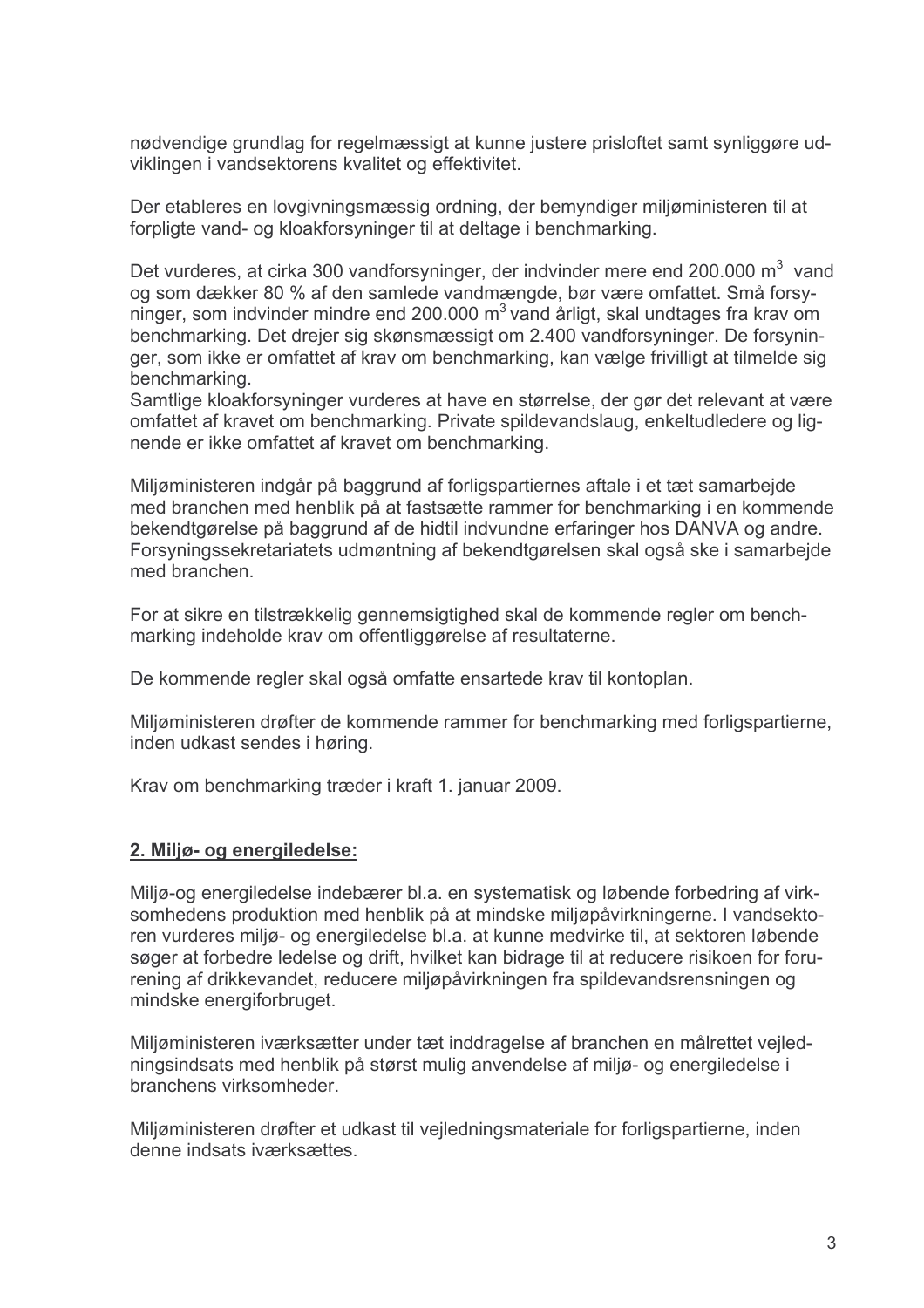nødvendige grundlag for regelmæssigt at kunne justere prisloftet samt synliggøre udviklingen i vandsektorens kvalitet og effektivitet.

Der etableres en lovgivningsmæssig ordning, der bemyndiger miljøministeren til at forpligte vand- og kloakforsyninger til at deltage i benchmarking.

Det vurderes, at cirka 300 vandforsyninger, der indvinder mere end 200.000 $m^3$ vand og som dækker 80 % af den samlede vandmængde, bør være omfattet. Små forsyninger, som indvinder mindre end 200.000 $m^3$ vand årligt, skal undtages fra krav om benchmarking. Det drejer sig skønsmæssigt om 2.400 vandforsyninger. De forsyninger, som ikke er omfattet af krav om benchmarking, kan vælge frivilligt at tilmelde sig benchmarking.
Samtlige kloakforsyninger vurderes at have en størrelse, der gør det relevant at være omfattet af kravet om benchmarking. Private spildevandslaug, enkeltudledere og lignende er ikke omfattet af kravet om benchmarking.

Miljøministeren indgår på baggrund af forligspartiernes aftale i et tæt samarbejde med branchen med henblik på at fastsætte rammer for benchmarking i en kommende bekendtgørelse på baggrund af de hidtil indvundne erfaringer hos DANVA og andre. Forsyningssekretariatets udmøntning af bekendtgørelsen skal også ske i samarbejde med branchen.

For at sikre en tilstrækkelig gennemsigtighed skal de kommende regler om benchmarking indeholde krav om offentliggørelse af resultaterne.

De kommende regler skal også omfatte ensartede krav til kontoplan.

Miljøministeren drøfter de kommende rammer for benchmarking med forligspartierne, inden udkast sendes i høring.

Krav om benchmarking træder i kraft 1. januar 2009.

## 2. Miljø- og energiledelse:

Miljø-og energiledelse indebærer bl.a. en systematisk og løbende forbedring af virksomhedens produktion med henblik på at mindske miljøpåvirkningerne. I vandsektoren vurderes miljø- og energiledelse bl.a. at kunne medvirke til, at sektoren løbende søger at forbedre ledelse og drift, hvilket kan bidrage til at reducere risikoen for forurening af drikkevandet, reducere miljøpåvirkningen fra spildevandsrensningen og mindske energiforbruget.

Miljøministeren iværksætter under tæt inddragelse af branchen en målrettet vejledningsindsats med henblik på størst mulig anvendelse af miljø- og energiledelse i branchens virksomheder.

Miljøministeren drøfter et udkast til vejledningsmateriale for forligspartierne, inden denne indsats iværksættes.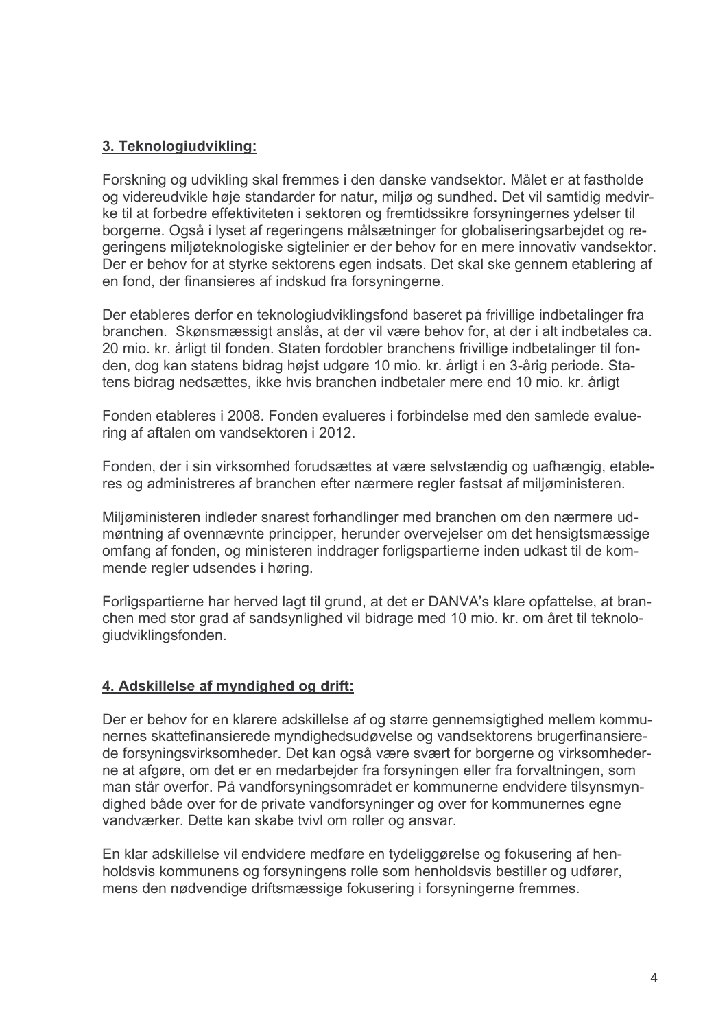## 3. Teknologiudvikling:

Forskning og udvikling skal fremmes i den danske vandsektor. Målet er at fastholde og videreudvikle høje standarder for natur, miljø og sundhed. Det vil samtidig medvirke til at forbedre effektiviteten i sektoren og fremtidssikre forsyningernes ydelser til borgerne. Også i lyset af regeringens målsætninger for globaliseringsarbejdet og regeringens miljøteknologiske sigtelinier er der behov for en mere innovativ vandsektor. Der er behov for at styrke sektorens egen indsats. Det skal ske gennem etablering af en fond, der finansieres af indskud fra forsyningerne.

Der etableres derfor en teknologiudviklingsfond baseret på frivillige indbetalinger fra branchen. Skønsmæssigt anslås, at der vil være behov for, at der i alt indbetales ca. 20 mio. kr. årligt til fonden. Staten fordobler branchens frivillige indbetalinger til fonden, dog kan statens bidrag højst udgøre 10 mio. kr. årligt i en 3-årig periode. Statens bidrag nedsættes, ikke hvis branchen indbetaler mere end 10 mio. kr. årligt

Fonden etableres i 2008. Fonden evalueres i forbindelse med den samlede evaluering af aftalen om vandsektoren i 2012.

Fonden, der i sin virksomhed forudsættes at være selvstændig og uafhængig, etableres og administreres af branchen efter nærmere regler fastsat af miljøministeren.

Miljøministeren indleder snarest forhandlinger med branchen om den nærmere udmøntning af ovennævnte principper, herunder overvejelser om det hensigtsmæssige omfang af fonden, og ministeren inddrager forligspartierne inden udkast til de kommende regler udsendes i høring.

Forligspartierne har herved lagt til grund, at det er DANVA's klare opfattelse, at branchen med stor grad af sandsynlighed vil bidrage med 10 mio. kr. om året til teknologiudviklingsfonden.

## 4. Adskillelse af myndighed og drift:

Der er behov for en klarere adskillelse af og større gennemsigtighed mellem kommunernes skattefinansierede myndighedsudøvelse og vandsektorens brugerfinansierede forsyningsvirksomheder. Det kan også være svært for borgerne og virksomhederne at afgøre, om det er en medarbejder fra forsyningen eller fra forvaltningen, som man står overfor. På vandforsyningsområdet er kommunerne endvidere tilsynsmyndighed både over for de private vandforsyninger og over for kommunernes egne vandværker. Dette kan skabe tvivl om roller og ansvar.

En klar adskillelse vil endvidere medføre en tydeliggørelse og fokusering af henholdsvis kommunens og forsyningens rolle som henholdsvis bestiller og udfører, mens den nødvendige driftsmæssige fokusering i forsyningerne fremmes.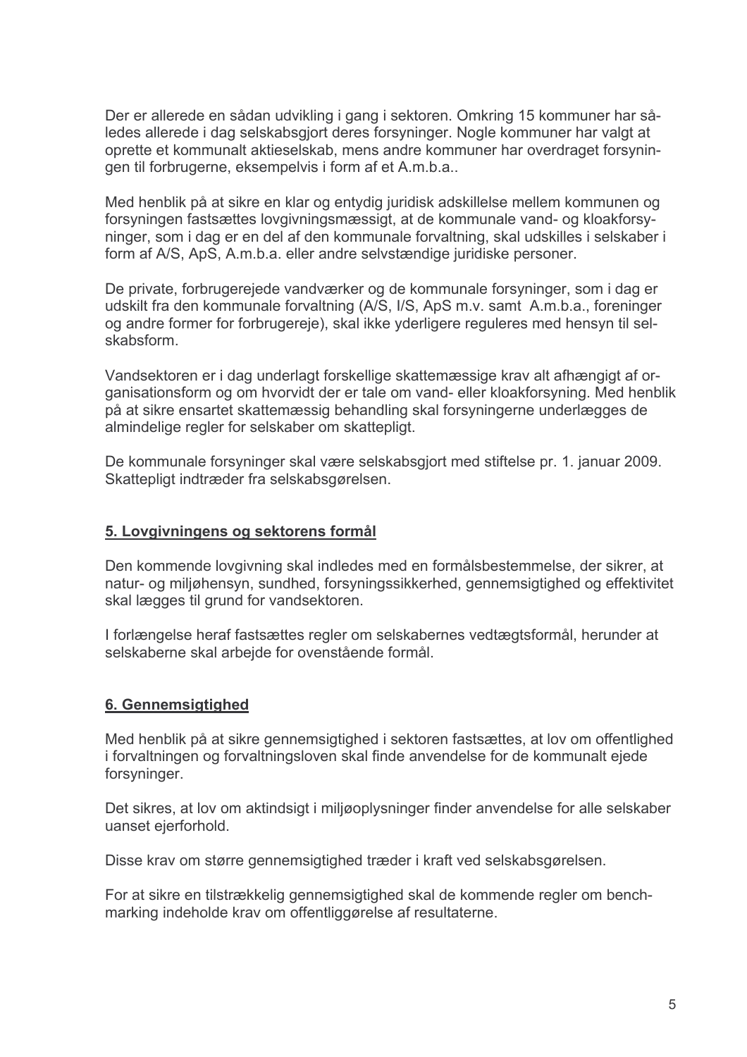Der er allerede en sådan udvikling i gang i sektoren. Omkring 15 kommuner har således allerede i dag selskabsgjort deres forsyninger. Nogle kommuner har valgt at oprette et kommunalt aktieselskab, mens andre kommuner har overdraget forsyningen til forbrugerne, eksempelvis i form af et A.m.b.a..

Med henblik på at sikre en klar og entydig juridisk adskillelse mellem kommunen og forsyningen fastsættes lovgivningsmæssigt, at de kommunale vand- og kloakforsyninger, som i dag er en del af den kommunale forvaltning, skal udskilles i selskaber i form af A/S, ApS, A.m.b.a. eller andre selvstændige juridiske personer.

De private, forbrugerejede vandværker og de kommunale forsyninger, som i dag er udskilt fra den kommunale forvaltning (A/S, I/S, ApS m.v. samt A.m.b.a., foreninger og andre former for forbrugereje), skal ikke yderligere reguleres med hensyn til selskabsform.

Vandsektoren er i dag underlagt forskellige skattemæssige krav alt afhængigt af organisationsform og om hvorvidt der er tale om vand- eller kloakforsyning. Med henblik på at sikre ensartet skattemæssig behandling skal forsyningerne underlægges de almindelige regler for selskaber om skattepligt.

De kommunale forsyninger skal være selskabsgjort med stiftelse pr. 1. januar 2009. Skattepligt indtræder fra selskabsgørelsen.

## 5. Lovgivningens og sektorens formål

Den kommende lovgivning skal indledes med en formålsbestemmelse, der sikrer, at natur- og miljøhensyn, sundhed, forsyningssikkerhed, gennemsigtighed og effektivitet skal lægges til grund for vandsektoren.

I forlængelse heraf fastsættes regler om selskabernes vedtægtsformål, herunder at selskaberne skal arbejde for ovenstående formål.

## 6. Gennemsigtighed

Med henblik på at sikre gennemsigtighed i sektoren fastsættes, at lov om offentlighed i forvaltningen og forvaltningsloven skal finde anvendelse for de kommunalt ejede forsyninger.

Det sikres, at lov om aktindsigt i miljøoplysninger finder anvendelse for alle selskaber uanset ejerforhold.

Disse krav om større gennemsigtighed træder i kraft ved selskabsgørelsen.

For at sikre en tilstrækkelig gennemsigtighed skal de kommende regler om benchmarking indeholde krav om offentliggørelse af resultaterne.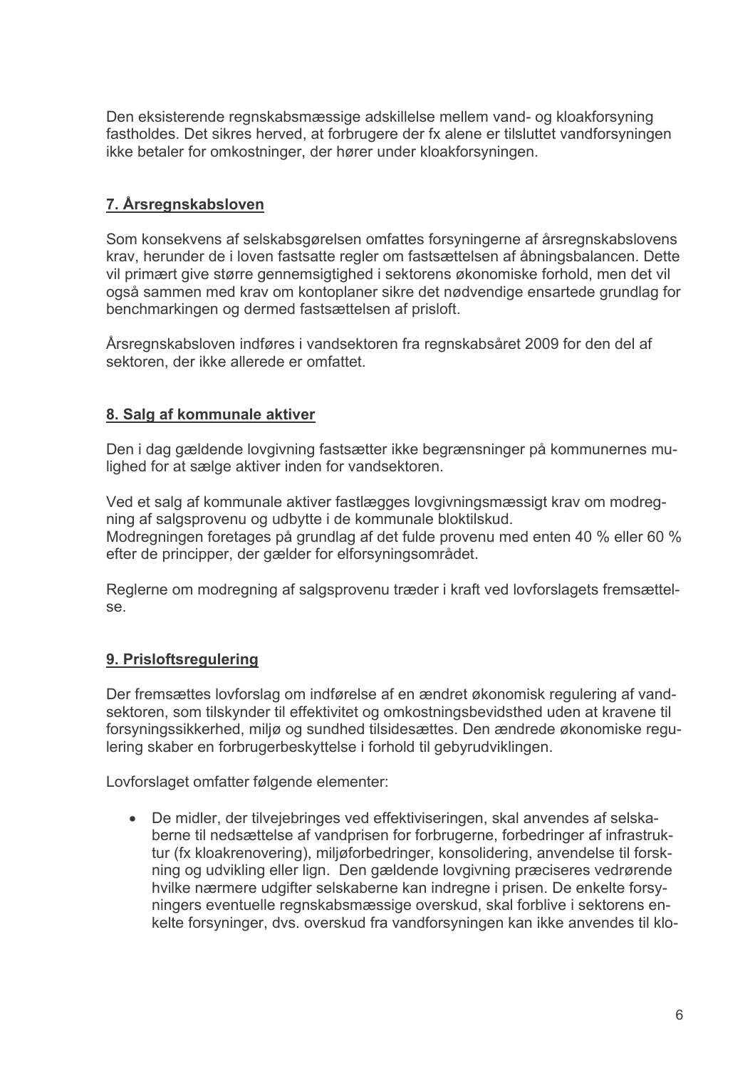Den eksisterende regnskabsmæssige adskillelse mellem vand- og kloakforsyning fastholdes. Det sikres herved, at forbrugere der fx alene er tilsluttet vandforsyningen ikke betaler for omkostninger, der hører under kloakforsyningen.

## 7. Årsregnskabsloven

Som konsekvens af selskabsgørelsen omfattes forsyningerne af årsregnskabslovens krav, herunder de i loven fastsatte regler om fastsættelsen af åbningsbalancen. Dette vil primært give større gennemsigtighed i sektorens økonomiske forhold, men det vil også sammen med krav om kontoplaner sikre det nødvendige ensartede grundlag for benchmarkingen og dermed fastsættelsen af prisloft.

Årsregnskabsloven indføres i vandsektoren fra regnskabsåret 2009 for den del af sektoren, der ikke allerede er omfattet.

## 8. Salg af kommunale aktiver

Den i dag gældende lovgivning fastsætter ikke begrænsninger på kommunernes mulighed for at sælge aktiver inden for vandsektoren.

Ved et salg af kommunale aktiver fastlægges lovgivningsmæssigt krav om modregning af salgsprovenu og udbytte i de kommunale bloktilskud.
Modregningen foretages på grundlag af det fulde provenu med enten 40 % eller 60 % efter de principper, der gælder for elforsyningsområdet.

Reglerne om modregning af salgsprovenu træder i kraft ved lovforslagets fremsættelse.

## 9. Prisloftsregulering

Der fremsættes lovforslag om indførelse af en ændret økonomisk regulering af vandsektoren, som tilskynder til effektivitet og omkostningsbevidsthed uden at kravene til forsyningssikkerhed, miljø og sundhed tilsidesættes. Den ændrede økonomiske regulering skaber en forbrugerbeskyttelse i forhold til gebyrudviklingen.

Lovforslaget omfatter følgende elementer:

- De midler, der tilvejebringes ved effektiviseringen, skal anvendes af selskaberne til nedsættelse af vandprisen for forbrugerne, forbedringer af infrastruktur (fx kloakrenovering), miljøforbedringer, konsolidering, anvendelse til forskning og udvikling eller lign. Den gældende lovgivning præciseres vedrørende hvilke nærmere udgifter selskaberne kan indregne i prisen. De enkelte forsyningers eventuelle regnskabsmæssige overskud, skal forblive i sektorens enkelte forsyninger, dvs. overskud fra vandforsyningen kan ikke anvendes til klo-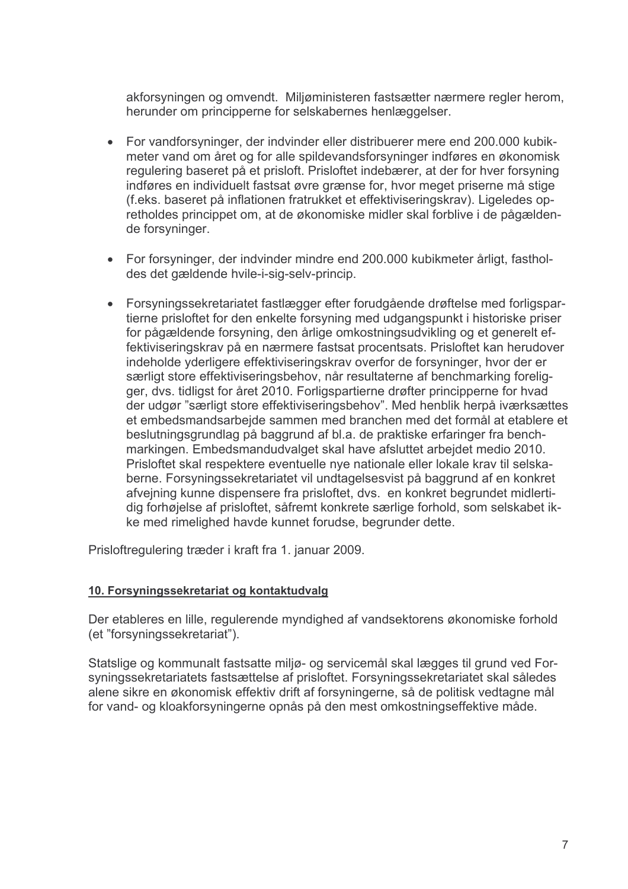akforsyningen og omvendt. Miljøministeren fastsætter nærmere regler herom, herunder om principperne for selskabernes henlæggelser.

- For vandforsyninger, der indvinder eller distribuerer mere end 200.000 kubikmeter vand om året og for alle spildevandsforsyninger indføres en økonomisk regulering baseret på et prisloft. Prisloftet indebærer, at der for hver forsyning indføres en individuelt fastsat øvre grænse for, hvor meget priserne må stige (f.eks. baseret på inflationen fratrukket et effektiviseringskrav). Ligeledes opretholdes princippet om, at de økonomiske midler skal forblive i de pågældende forsyninger.

- For forsyninger, der indvinder mindre end 200.000 kubikmeter årligt, fastholdes det gældende hvile-i-sig-selv-princip.

- Forsyningssekretariatet fastlægger efter forudgående drøftelse med forligspartierne prisloftet for den enkelte forsyning med udgangspunkt i historiske priser for pågældende forsyning, den årlige omkostningsudvikling og et generelt effektiviseringskrav på en nærmere fastsat procentsats. Prisloftet kan herudover indeholde yderligere effektiviseringskrav overfor de forsyninger, hvor der er særligt store effektiviseringsbehov, når resultaterne af benchmarking foreligger, dvs. tidligst for året 2010. Forligspartierne drøfter principperne for hvad der udgør "særligt store effektiviseringsbehov". Med henblik herpå iværksættes et embedsmandsarbejde sammen med branchen med det formål at etablere et beslutningsgrundlag på baggrund af bl.a. de praktiske erfaringer fra benchmarkingen. Embedsmandudvalget skal have afsluttet arbejdet medio 2010. Prisloftet skal respektere eventuelle nye nationale eller lokale krav til selskaberne. Forsyningssekretariatet vil undtagelsesvist på baggrund af en konkret afvejning kunne dispensere fra prisloftet, dvs. en konkret begrundet midlertidig forhøjelse af prisloftet, såfremt konkrete særlige forhold, som selskabet ikke med rimelighed havde kunnet forudse, begrunder dette.

Prisloftregulering træder i kraft fra 1. januar 2009.

## 10. Forsyningssekretariat og kontaktudvalg

Der etableres en lille, regulerende myndighed af vandsektorens økonomiske forhold (et "forsyningssekretariat").

Statslige og kommunalt fastsatte miljø- og servicemål skal lægges til grund ved Forsyningssekretariatets fastsættelse af prisloftet. Forsyningssekretariatet skal således alene sikre en økonomisk effektiv drift af forsyningerne, så de politisk vedtagne mål for vand- og kloakforsyningerne opnås på den mest omkostningseffektive måde.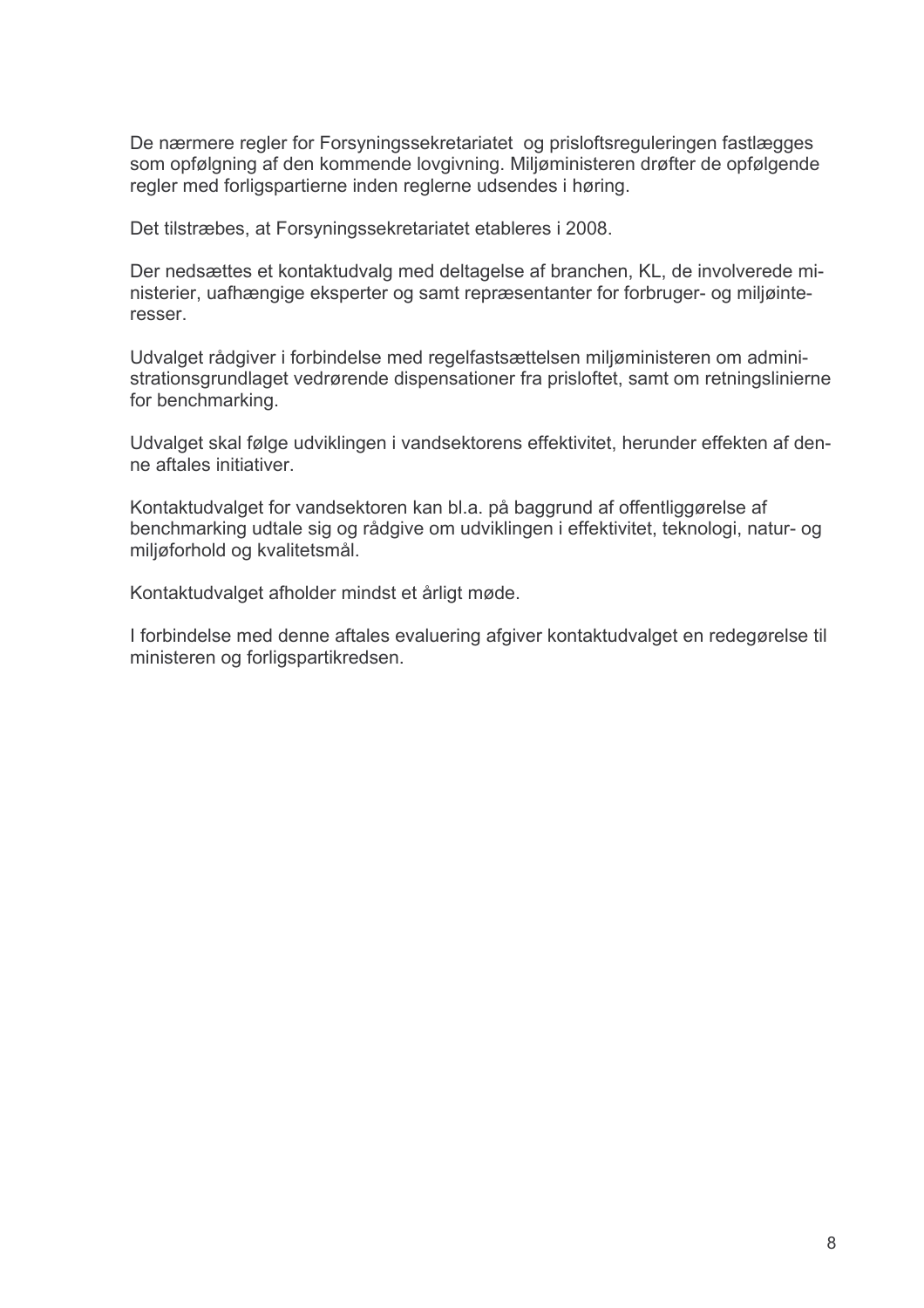De nærmere regler for Forsyningssekretariatet og prisloftsreguleringen fastlægges som opfølgning af den kommende lovgivning. Miljøministeren drøfter de opfølgende regler med forligspartierne inden reglerne udsendes i høring.

Det tilstræbes, at Forsyningssekretariatet etableres i 2008.

Der nedsættes et kontaktudvalg med deltagelse af branchen, KL, de involverede ministerier, uafhængige eksperter og samt repræsentanter for forbruger- og miljøinteresser.

Udvalget rådgiver i forbindelse med regelfastsættelsen miljøministeren om administrationsgrundlaget vedrørende dispensationer fra prisloftet, samt om retningslinierne for benchmarking.

Udvalget skal følge udviklingen i vandsektorens effektivitet, herunder effekten af denne aftales initiativer.

Kontaktudvalget for vandsektoren kan bl.a. på baggrund af offentliggørelse af benchmarking udtale sig og rådgive om udviklingen i effektivitet, teknologi, natur- og miljøforhold og kvalitetsmål.

Kontaktudvalget afholder mindst et årligt møde.

I forbindelse med denne aftales evaluering afgiver kontaktudvalget en redegørelse til ministeren og forligspartikredsen.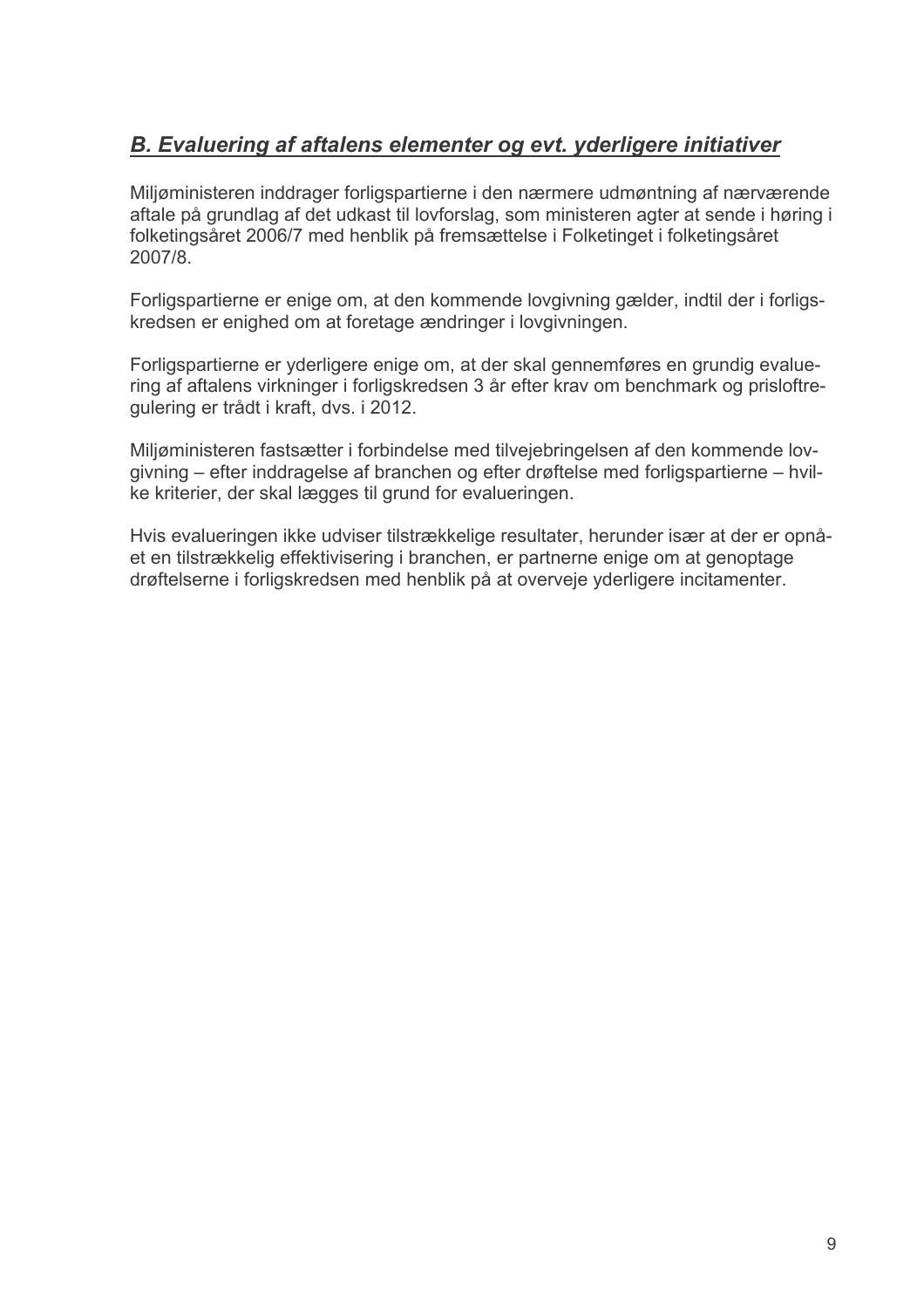## *B. Evaluering af aftalens elementer og evt. yderligere initiativer*

Miljøministeren inddrager forligspartierne i den nærmere udmøntning af nærværende aftale på grundlag af det udkast til lovforslag, som ministeren agter at sende i høring i folketingsåret 2006/7 med henblik på fremsættelse i Folketinget i folketingsåret 2007/8.

Forligspartierne er enige om, at den kommende lovgivning gælder, indtil der i forligskredsen er enighed om at foretage ændringer i lovgivningen.

Forligspartierne er yderligere enige om, at der skal gennemføres en grundig evaluering af aftalens virkninger i forligskredsen 3 år efter krav om benchmark og prisloftregulering er trådt i kraft, dvs. i 2012.

Miljøministeren fastsætter i forbindelse med tilvejebringelsen af den kommende lovgivning – efter inddragelse af branchen og efter drøftelse med forligspartierne – hvilke kriterier, der skal lægges til grund for evalueringen.

Hvis evalueringen ikke udviser tilstrækkelige resultater, herunder især at der er opnået en tilstrækkelig effektivisering i branchen, er partnerne enige om at genoptage drøftelserne i forligskredsen med henblik på at overveje yderligere incitamenter.